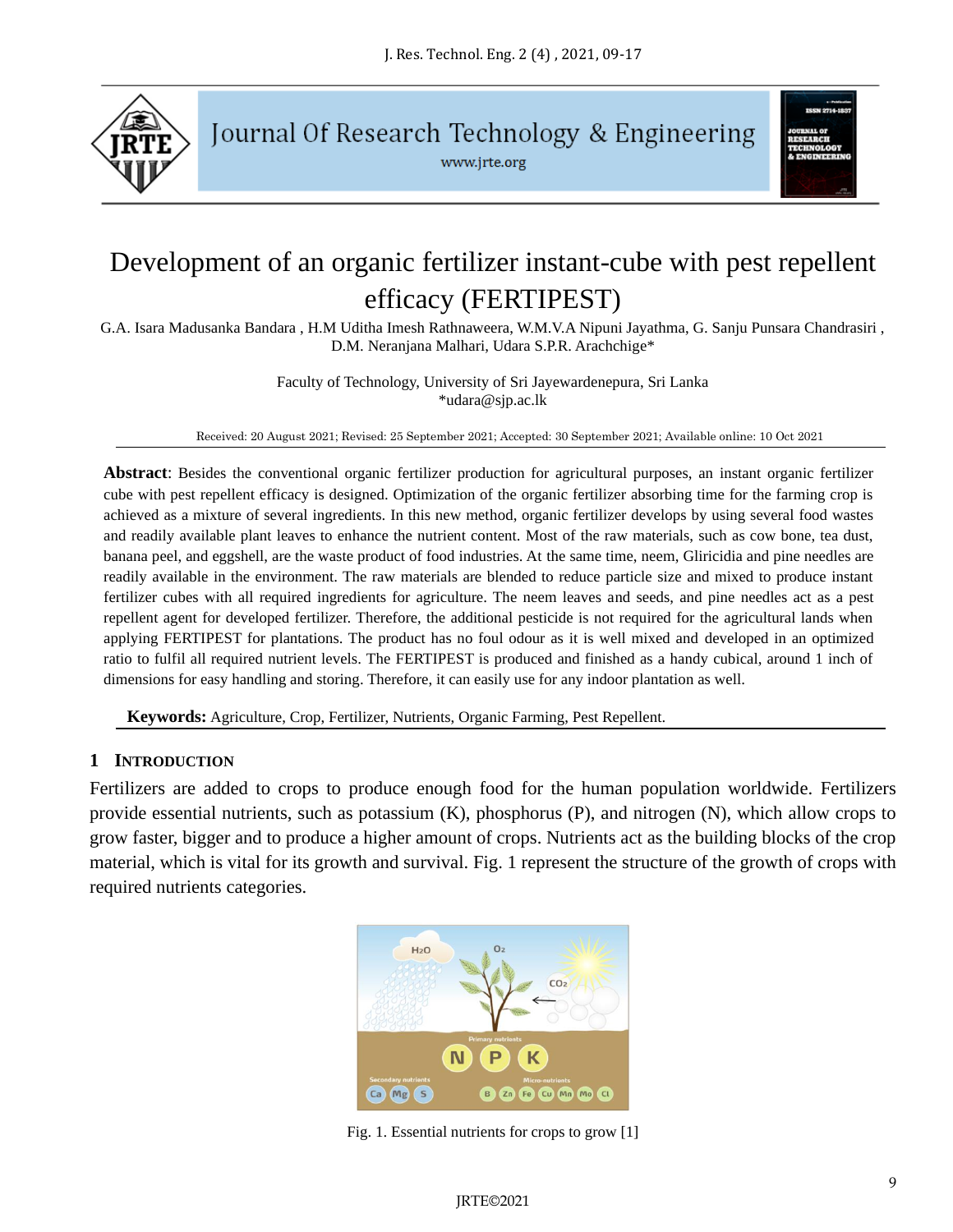# Development of an organic fertilizer instant-cube with pest repellent efficacy (FERTIPEST)

G.A. Isara Madusanka Bandara , H.M Uditha Imesh Rathnaweera, W.M.V.A Nipuni Jayathma, G. Sanju Punsara Chandrasiri , D.M. Neranjana Malhari, Udara S.P.R. Arachchige*

Faculty of Technology, University of Sri Jayewardenepura, Sri Lanka
*udara@sjp.ac.lk

Received: 20 August 2021; Revised: 25 September 2021; Accepted: 30 September 2021; Available online: 10 Oct 2021

**Abstract**: Besides the conventional organic fertilizer production for agricultural purposes, an instant organic fertilizer cube with pest repellent efficacy is designed. Optimization of the organic fertilizer absorbing time for the farming crop is achieved as a mixture of several ingredients. In this new method, organic fertilizer develops by using several food wastes and readily available plant leaves to enhance the nutrient content. Most of the raw materials, such as cow bone, tea dust, banana peel, and eggshell, are the waste product of food industries. At the same time, neem, Gliricidia and pine needles are readily available in the environment. The raw materials are blended to reduce particle size and mixed to produce instant fertilizer cubes with all required ingredients for agriculture. The neem leaves and seeds, and pine needles act as a pest repellent agent for developed fertilizer. Therefore, the additional pesticide is not required for the agricultural lands when applying FERTIPEST for plantations. The product has no foul odour as it is well mixed and developed in an optimized ratio to fulfil all required nutrient levels. The FERTIPEST is produced and finished as a handy cubical, around 1 inch of dimensions for easy handling and storing. Therefore, it can easily use for any indoor plantation as well.

**Keywords:** Agriculture, Crop, Fertilizer, Nutrients, Organic Farming, Pest Repellent.

## 1 Introduction

Fertilizers are added to crops to produce enough food for the human population worldwide. Fertilizers provide essential nutrients, such as potassium (K), phosphorus (P), and nitrogen (N), which allow crops to grow faster, bigger and to produce a higher amount of crops. Nutrients act as the building blocks of the crop material, which is vital for its growth and survival. Fig. 1 represent the structure of the growth of crops with required nutrients categories.

Fig. 1. Essential nutrients for crops to grow [1]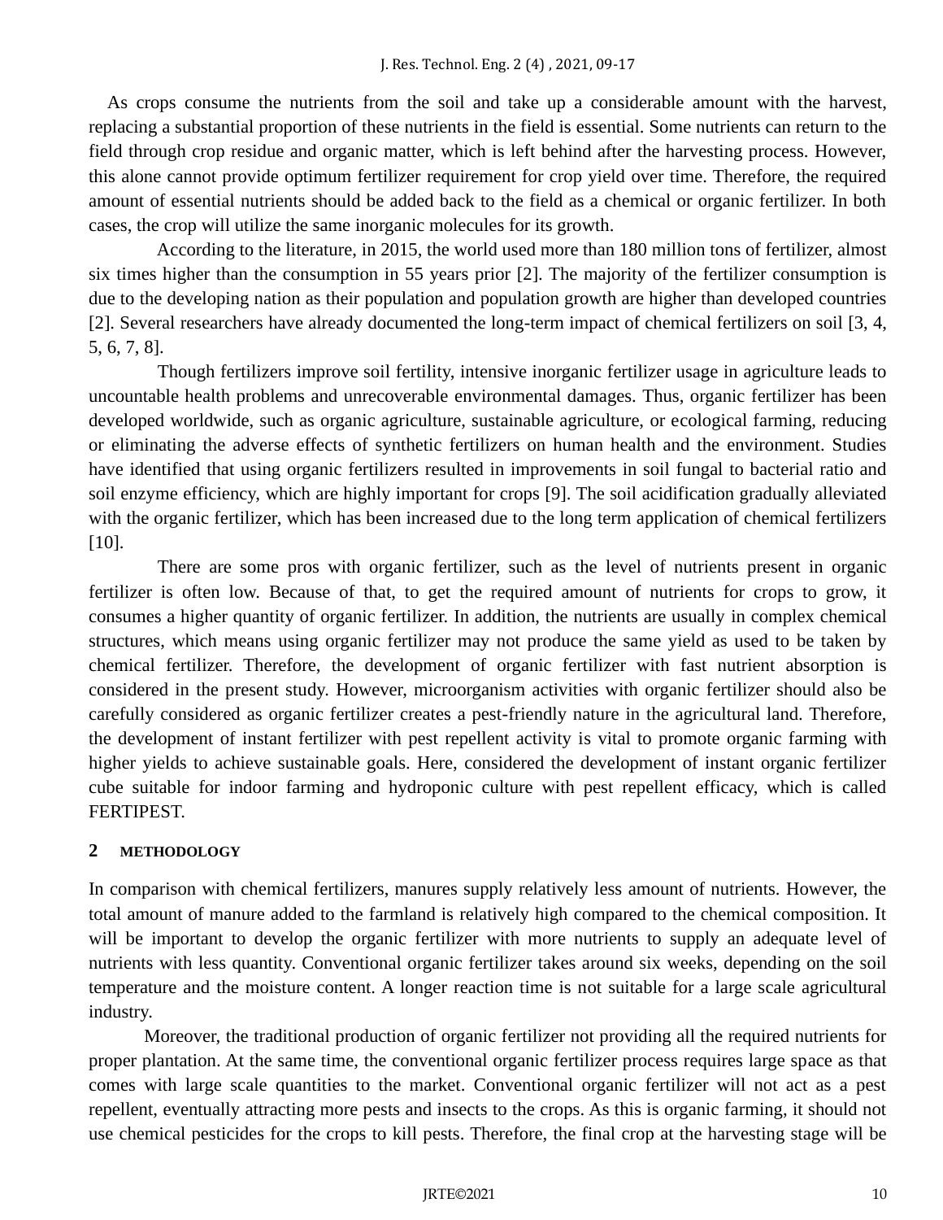As crops consume the nutrients from the soil and take up a considerable amount with the harvest, replacing a substantial proportion of these nutrients in the field is essential. Some nutrients can return to the field through crop residue and organic matter, which is left behind after the harvesting process. However, this alone cannot provide optimum fertilizer requirement for crop yield over time. Therefore, the required amount of essential nutrients should be added back to the field as a chemical or organic fertilizer. In both cases, the crop will utilize the same inorganic molecules for its growth.

According to the literature, in 2015, the world used more than 180 million tons of fertilizer, almost six times higher than the consumption in 55 years prior [2]. The majority of the fertilizer consumption is due to the developing nation as their population and population growth are higher than developed countries [2]. Several researchers have already documented the long-term impact of chemical fertilizers on soil [3, 4, 5, 6, 7, 8].

Though fertilizers improve soil fertility, intensive inorganic fertilizer usage in agriculture leads to uncountable health problems and unrecoverable environmental damages. Thus, organic fertilizer has been developed worldwide, such as organic agriculture, sustainable agriculture, or ecological farming, reducing or eliminating the adverse effects of synthetic fertilizers on human health and the environment. Studies have identified that using organic fertilizers resulted in improvements in soil fungal to bacterial ratio and soil enzyme efficiency, which are highly important for crops [9]. The soil acidification gradually alleviated with the organic fertilizer, which has been increased due to the long term application of chemical fertilizers [10].

There are some pros with organic fertilizer, such as the level of nutrients present in organic fertilizer is often low. Because of that, to get the required amount of nutrients for crops to grow, it consumes a higher quantity of organic fertilizer. In addition, the nutrients are usually in complex chemical structures, which means using organic fertilizer may not produce the same yield as used to be taken by chemical fertilizer. Therefore, the development of organic fertilizer with fast nutrient absorption is considered in the present study. However, microorganism activities with organic fertilizer should also be carefully considered as organic fertilizer creates a pest-friendly nature in the agricultural land. Therefore, the development of instant fertilizer with pest repellent activity is vital to promote organic farming with higher yields to achieve sustainable goals. Here, considered the development of instant organic fertilizer cube suitable for indoor farming and hydroponic culture with pest repellent efficacy, which is called FERTIPEST.

## 2 METHODOLOGY

In comparison with chemical fertilizers, manures supply relatively less amount of nutrients. However, the total amount of manure added to the farmland is relatively high compared to the chemical composition. It will be important to develop the organic fertilizer with more nutrients to supply an adequate level of nutrients with less quantity. Conventional organic fertilizer takes around six weeks, depending on the soil temperature and the moisture content. A longer reaction time is not suitable for a large scale agricultural industry.

Moreover, the traditional production of organic fertilizer not providing all the required nutrients for proper plantation. At the same time, the conventional organic fertilizer process requires large space as that comes with large scale quantities to the market. Conventional organic fertilizer will not act as a pest repellent, eventually attracting more pests and insects to the crops. As this is organic farming, it should not use chemical pesticides for the crops to kill pests. Therefore, the final crop at the harvesting stage will be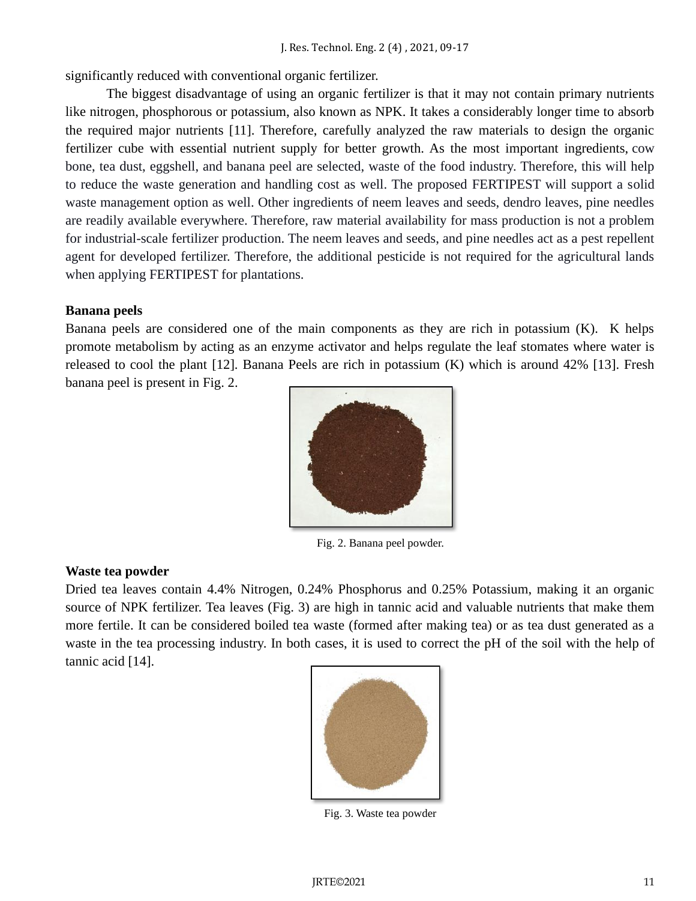significantly reduced with conventional organic fertilizer.

The biggest disadvantage of using an organic fertilizer is that it may not contain primary nutrients like nitrogen, phosphorous or potassium, also known as NPK. It takes a considerably longer time to absorb the required major nutrients [11]. Therefore, carefully analyzed the raw materials to design the organic fertilizer cube with essential nutrient supply for better growth. As the most important ingredients, cow bone, tea dust, eggshell, and banana peel are selected, waste of the food industry. Therefore, this will help to reduce the waste generation and handling cost as well. The proposed FERTIPEST will support a solid waste management option as well. Other ingredients of neem leaves and seeds, dendro leaves, pine needles are readily available everywhere. Therefore, raw material availability for mass production is not a problem for industrial-scale fertilizer production. The neem leaves and seeds, and pine needles act as a pest repellent agent for developed fertilizer. Therefore, the additional pesticide is not required for the agricultural lands when applying FERTIPEST for plantations.

**Banana peels**

Banana peels are considered one of the main components as they are rich in potassium (K). K helps promote metabolism by acting as an enzyme activator and helps regulate the leaf stomates where water is released to cool the plant [12]. Banana Peels are rich in potassium (K) which is around 42% [13]. Fresh banana peel is present in Fig. 2.

Fig. 2. Banana peel powder.

**Waste tea powder**

Dried tea leaves contain 4.4% Nitrogen, 0.24% Phosphorus and 0.25% Potassium, making it an organic source of NPK fertilizer. Tea leaves (Fig. 3) are high in tannic acid and valuable nutrients that make them more fertile. It can be considered boiled tea waste (formed after making tea) or as tea dust generated as a waste in the tea processing industry. In both cases, it is used to correct the pH of the soil with the help of tannic acid [14].

Fig. 3. Waste tea powder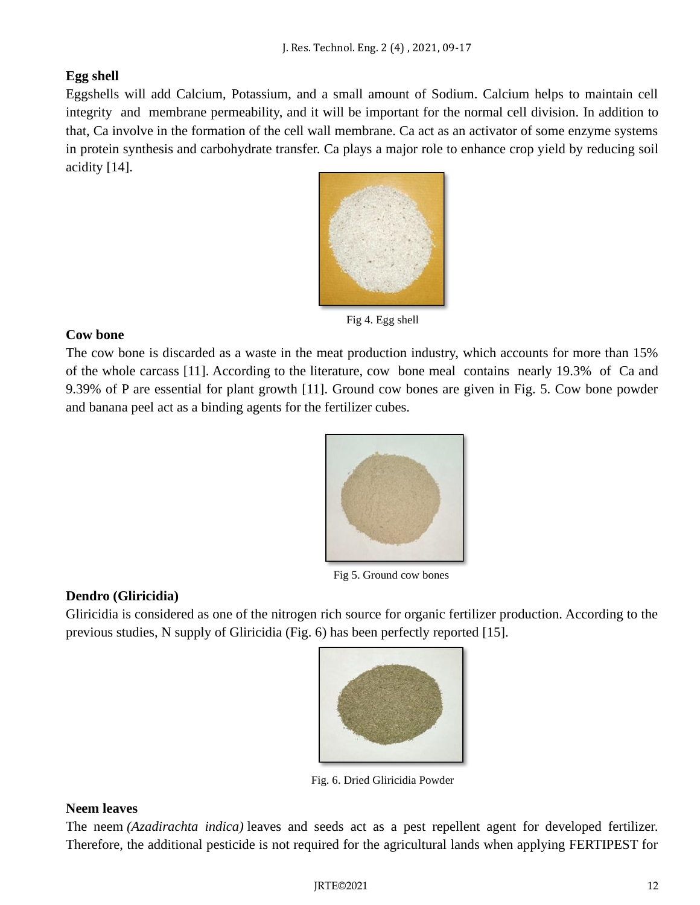## Egg shell

Eggshells will add Calcium, Potassium, and a small amount of Sodium. Calcium helps to maintain cell integrity and membrane permeability, and it will be important for the normal cell division. In addition to that, Ca involve in the formation of the cell wall membrane. Ca act as an activator of some enzyme systems in protein synthesis and carbohydrate transfer. Ca plays a major role to enhance crop yield by reducing soil acidity [14].

Fig 4. Egg shell

## Cow bone

The cow bone is discarded as a waste in the meat production industry, which accounts for more than 15% of the whole carcass [11]. According to the literature, cow bone meal contains nearly 19.3% of Ca and 9.39% of P are essential for plant growth [11]. Ground cow bones are given in Fig. 5. Cow bone powder and banana peel act as a binding agents for the fertilizer cubes.

Fig 5. Ground cow bones

## Dendro (Gliricidia)

Gliricidia is considered as one of the nitrogen rich source for organic fertilizer production. According to the previous studies, N supply of Gliricidia (Fig. 6) has been perfectly reported [15].

Fig. 6. Dried Gliricidia Powder

## Neem leaves

The neem *(Azadirachta indica)* leaves and seeds act as a pest repellent agent for developed fertilizer. Therefore, the additional pesticide is not required for the agricultural lands when applying FERTIPEST for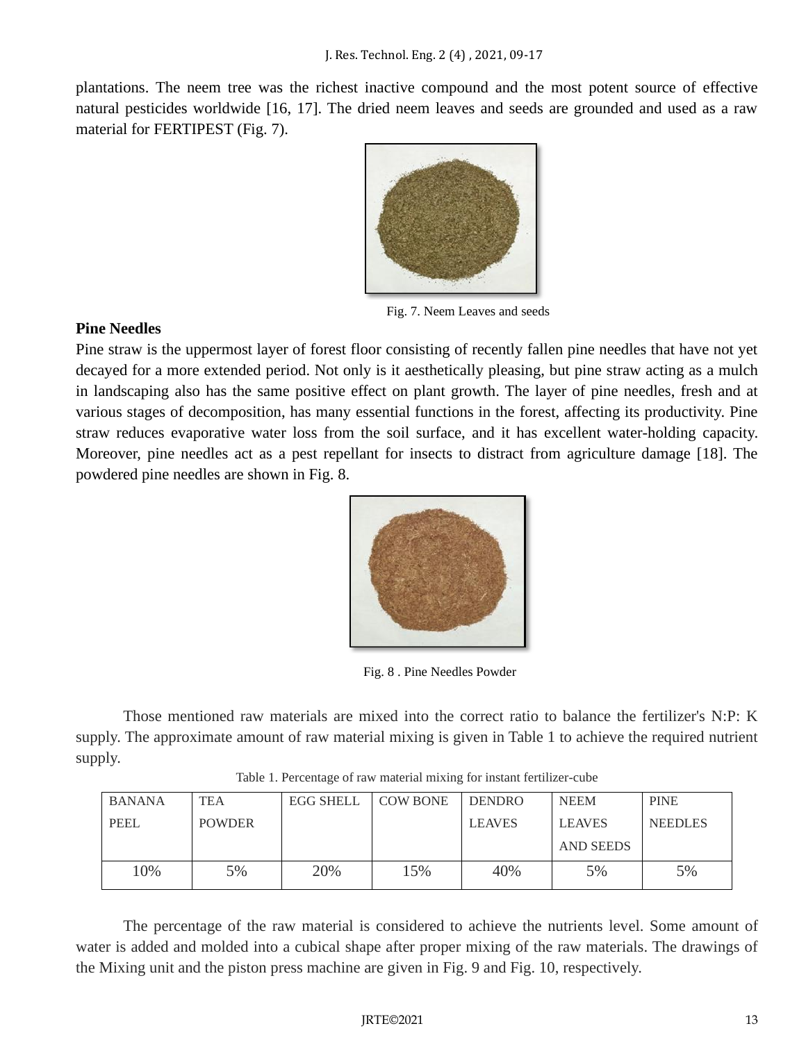plantations. The neem tree was the richest inactive compound and the most potent source of effective natural pesticides worldwide [16, 17]. The dried neem leaves and seeds are grounded and used as a raw material for FERTIPEST (Fig. 7).

Fig. 7. Neem Leaves and seeds

**Pine Needles**

Pine straw is the uppermost layer of forest floor consisting of recently fallen pine needles that have not yet decayed for a more extended period. Not only is it aesthetically pleasing, but pine straw acting as a mulch in landscaping also has the same positive effect on plant growth. The layer of pine needles, fresh and at various stages of decomposition, has many essential functions in the forest, affecting its productivity. Pine straw reduces evaporative water loss from the soil surface, and it has excellent water-holding capacity. Moreover, pine needles act as a pest repellant for insects to distract from agriculture damage [18]. The powdered pine needles are shown in Fig. 8.

Fig. 8 . Pine Needles Powder

Those mentioned raw materials are mixed into the correct ratio to balance the fertilizer's N:P: K supply. The approximate amount of raw material mixing is given in Table 1 to achieve the required nutrient supply.

Table 1. Percentage of raw material mixing for instant fertilizer-cube

| BANANA PEEL | TEA POWDER | EGG SHELL | COW BONE | DENDRO LEAVES | NEEM LEAVES AND SEEDS | PINE NEEDLES |
|---|---|---|---|---|---|---|
| 10% | 5% | 20% | 15% | 40% | 5% | 5% |

The percentage of the raw material is considered to achieve the nutrients level. Some amount of water is added and molded into a cubical shape after proper mixing of the raw materials. The drawings of the Mixing unit and the piston press machine are given in Fig. 9 and Fig. 10, respectively.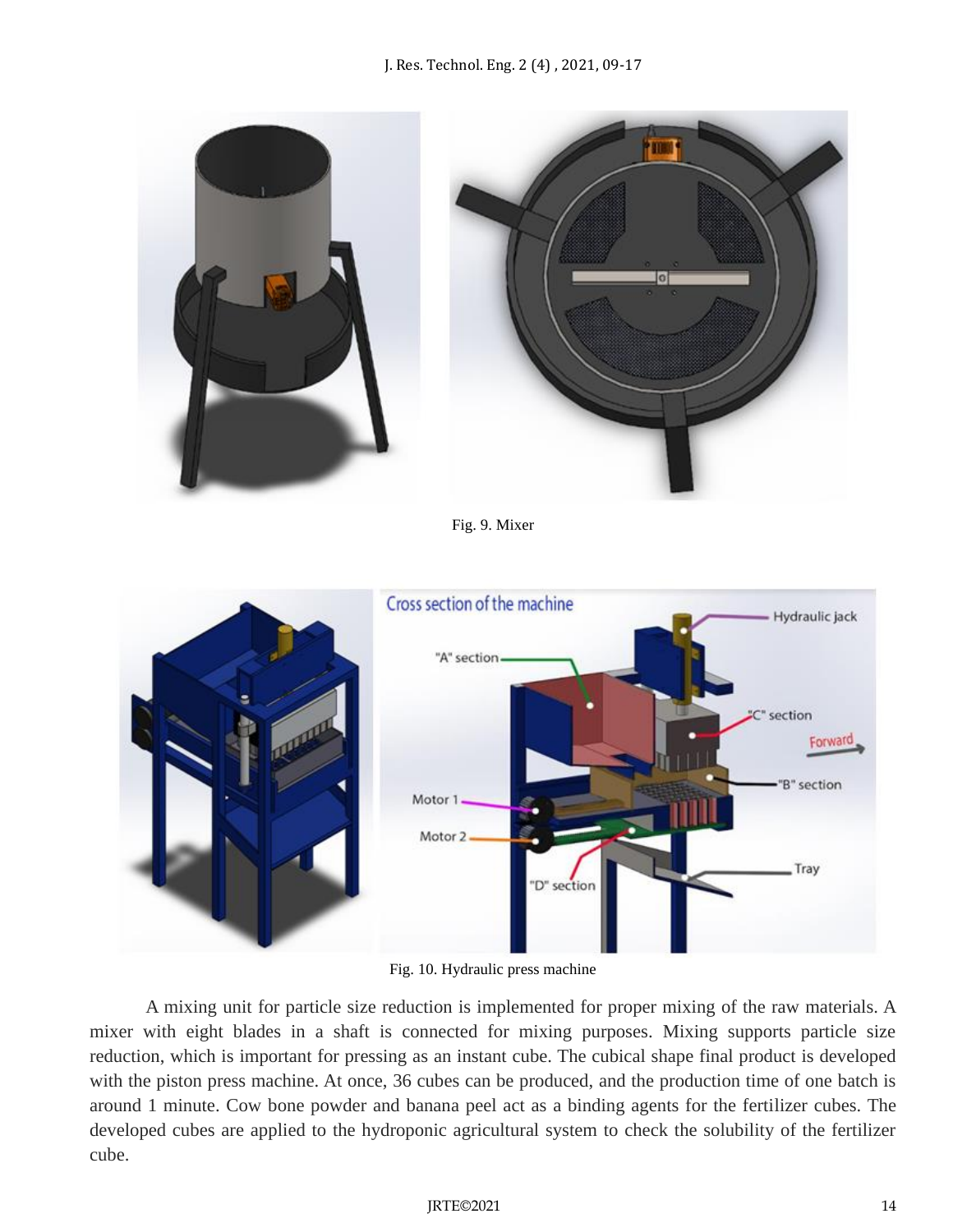Fig. 9. Mixer

Fig. 10. Hydraulic press machine

A mixing unit for particle size reduction is implemented for proper mixing of the raw materials. A mixer with eight blades in a shaft is connected for mixing purposes. Mixing supports particle size reduction, which is important for pressing as an instant cube. The cubical shape final product is developed with the piston press machine. At once, 36 cubes can be produced, and the production time of one batch is around 1 minute. Cow bone powder and banana peel act as a binding agents for the fertilizer cubes. The developed cubes are applied to the hydroponic agricultural system to check the solubility of the fertilizer cube.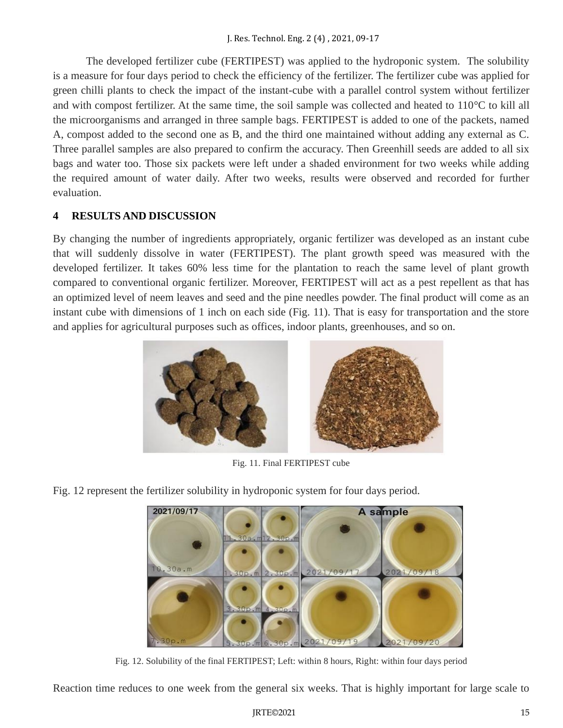The developed fertilizer cube (FERTIPEST) was applied to the hydroponic system. The solubility is a measure for four days period to check the efficiency of the fertilizer. The fertilizer cube was applied for green chilli plants to check the impact of the instant-cube with a parallel control system without fertilizer and with compost fertilizer. At the same time, the soil sample was collected and heated to 110°C to kill all the microorganisms and arranged in three sample bags. FERTIPEST is added to one of the packets, named A, compost added to the second one as B, and the third one maintained without adding any external as C. Three parallel samples are also prepared to confirm the accuracy. Then Greenhill seeds are added to all six bags and water too. Those six packets were left under a shaded environment for two weeks while adding the required amount of water daily. After two weeks, results were observed and recorded for further evaluation.

## 4 RESULTS AND DISCUSSION

By changing the number of ingredients appropriately, organic fertilizer was developed as an instant cube that will suddenly dissolve in water (FERTIPEST). The plant growth speed was measured with the developed fertilizer. It takes 60% less time for the plantation to reach the same level of plant growth compared to conventional organic fertilizer. Moreover, FERTIPEST will act as a pest repellent as that has an optimized level of neem leaves and seed and the pine needles powder. The final product will come as an instant cube with dimensions of 1 inch on each side (Fig. 11). That is easy for transportation and the store and applies for agricultural purposes such as offices, indoor plants, greenhouses, and so on.

Fig. 11. Final FERTIPEST cube

Fig. 12 represent the fertilizer solubility in hydroponic system for four days period.

Fig. 12. Solubility of the final FERTIPEST; Left: within 8 hours, Right: within four days period

Reaction time reduces to one week from the general six weeks. That is highly important for large scale to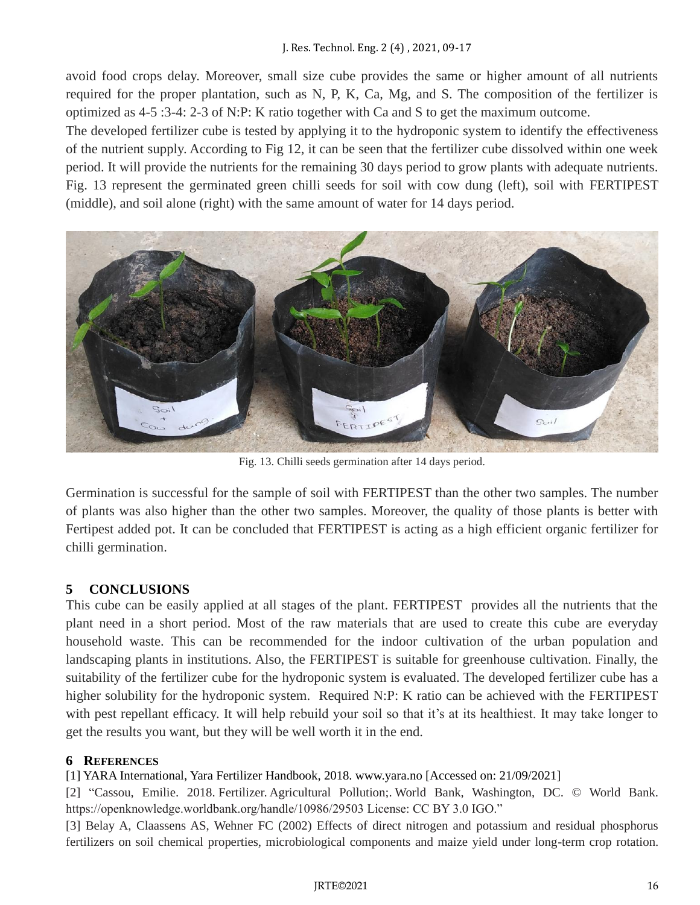avoid food crops delay. Moreover, small size cube provides the same or higher amount of all nutrients required for the proper plantation, such as N, P, K, Ca, Mg, and S. The composition of the fertilizer is optimized as 4-5 :3-4: 2-3 of N:P: K ratio together with Ca and S to get the maximum outcome.

The developed fertilizer cube is tested by applying it to the hydroponic system to identify the effectiveness of the nutrient supply. According to Fig 12, it can be seen that the fertilizer cube dissolved within one week period. It will provide the nutrients for the remaining 30 days period to grow plants with adequate nutrients. Fig. 13 represent the germinated green chilli seeds for soil with cow dung (left), soil with FERTIPEST (middle), and soil alone (right) with the same amount of water for 14 days period.

Fig. 13. Chilli seeds germination after 14 days period.

Germination is successful for the sample of soil with FERTIPEST than the other two samples. The number of plants was also higher than the other two samples. Moreover, the quality of those plants is better with Fertipest added pot. It can be concluded that FERTIPEST is acting as a high efficient organic fertilizer for chilli germination.

## 5 CONCLUSIONS

This cube can be easily applied at all stages of the plant. FERTIPEST provides all the nutrients that the plant need in a short period. Most of the raw materials that are used to create this cube are everyday household waste. This can be recommended for the indoor cultivation of the urban population and landscaping plants in institutions. Also, the FERTIPEST is suitable for greenhouse cultivation. Finally, the suitability of the fertilizer cube for the hydroponic system is evaluated. The developed fertilizer cube has a higher solubility for the hydroponic system. Required N:P: K ratio can be achieved with the FERTIPEST with pest repellant efficacy. It will help rebuild your soil so that it's at its healthiest. It may take longer to get the results you want, but they will be well worth it in the end.

## 6 REFERENCES

[1] YARA International, Yara Fertilizer Handbook, 2018. www.yara.no [Accessed on: 21/09/2021]

[2] "Cassou, Emilie. 2018. Fertilizer. Agricultural Pollution;. World Bank, Washington, DC. © World Bank. https://openknowledge.worldbank.org/handle/10986/29503 License: CC BY 3.0 IGO."

[3] Belay A, Claassens AS, Wehner FC (2002) Effects of direct nitrogen and potassium and residual phosphorus fertilizers on soil chemical properties, microbiological components and maize yield under long-term crop rotation.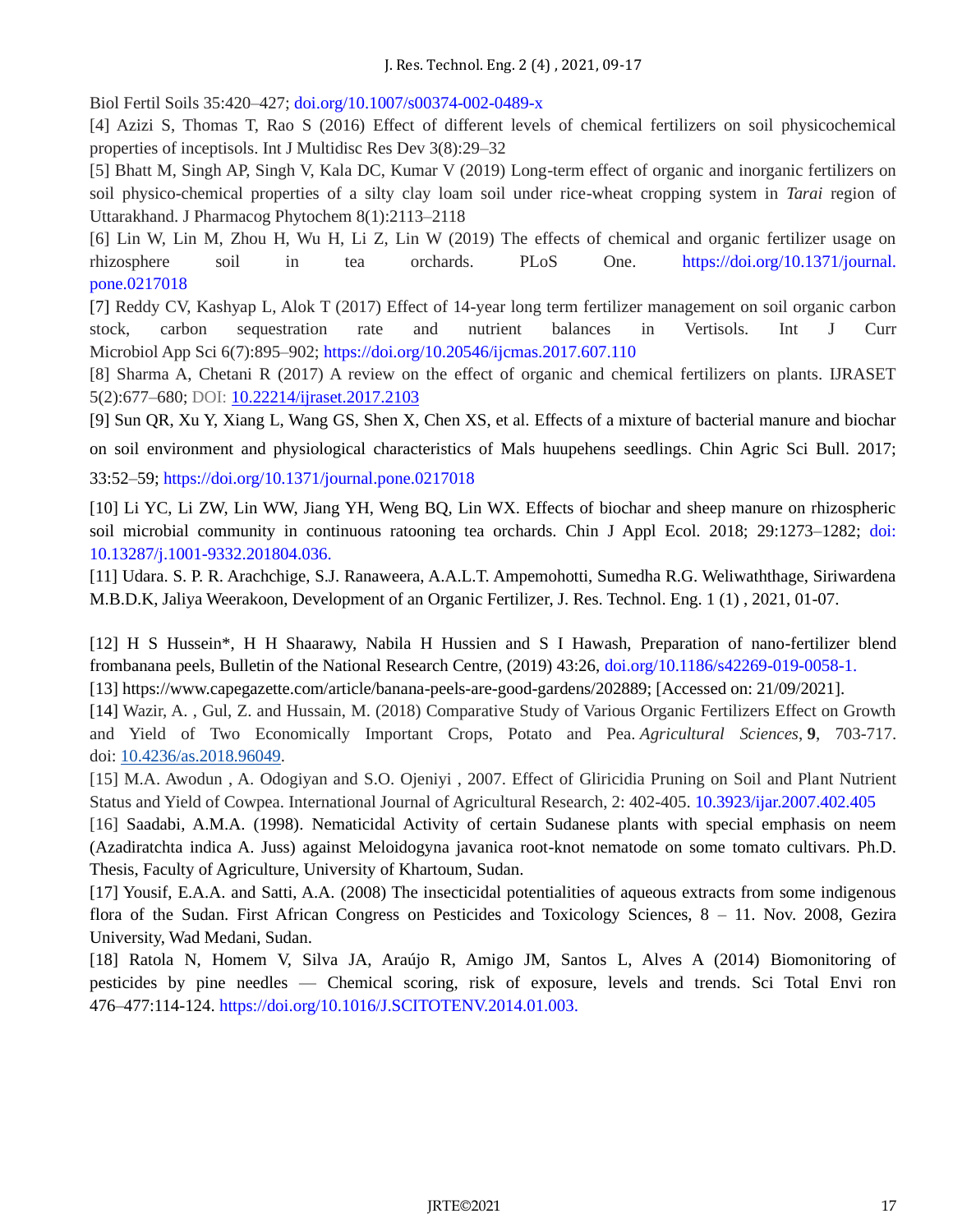Biol Fertil Soils 35:420–427; doi.org/10.1007/s00374-002-0489-x

[4] Azizi S, Thomas T, Rao S (2016) Effect of different levels of chemical fertilizers on soil physicochemical properties of inceptisols. Int J Multidisc Res Dev 3(8):29–32

[5] Bhatt M, Singh AP, Singh V, Kala DC, Kumar V (2019) Long-term effect of organic and inorganic fertilizers on soil physico-chemical properties of a silty clay loam soil under rice-wheat cropping system in *Tarai* region of Uttarakhand. J Pharmacog Phytochem 8(1):2113–2118

[6] Lin W, Lin M, Zhou H, Wu H, Li Z, Lin W (2019) The effects of chemical and organic fertilizer usage on rhizosphere soil in tea orchards. PLoS One. https://doi.org/10.1371/journal.pone.0217018

[7] Reddy CV, Kashyap L, Alok T (2017) Effect of 14-year long term fertilizer management on soil organic carbon stock, carbon sequestration rate and nutrient balances in Vertisols. Int J Curr Microbiol App Sci 6(7):895–902; https://doi.org/10.20546/ijcmas.2017.607.110

[8] Sharma A, Chetani R (2017) A review on the effect of organic and chemical fertilizers on plants. IJRASET 5(2):677–680; DOI: 10.22214/ijraset.2017.2103

[9] Sun QR, Xu Y, Xiang L, Wang GS, Shen X, Chen XS, et al. Effects of a mixture of bacterial manure and biochar on soil environment and physiological characteristics of Mals huupehens seedlings. Chin Agric Sci Bull. 2017; 33:52–59; https://doi.org/10.1371/journal.pone.0217018

[10] Li YC, Li ZW, Lin WW, Jiang YH, Weng BQ, Lin WX. Effects of biochar and sheep manure on rhizospheric soil microbial community in continuous ratooning tea orchards. Chin J Appl Ecol. 2018; 29:1273–1282; doi: 10.13287/j.1001-9332.201804.036.

[11] Udara. S. P. R. Arachchige, S.J. Ranaweera, A.A.L.T. Ampemohotti, Sumedha R.G. Weliwaththage, Siriwardena M.B.D.K, Jaliya Weerakoon, Development of an Organic Fertilizer, J. Res. Technol. Eng. 1 (1) , 2021, 01-07.

[12] H S Hussein*, H H Shaarawy, Nabila H Hussien and S I Hawash, Preparation of nano-fertilizer blend frombanana peels, Bulletin of the National Research Centre, (2019) 43:26, doi.org/10.1186/s42269-019-0058-1.

[13] https://www.capegazette.com/article/banana-peels-are-good-gardens/202889; [Accessed on: 21/09/2021].

[14] Wazir, A. , Gul, Z. and Hussain, M. (2018) Comparative Study of Various Organic Fertilizers Effect on Growth and Yield of Two Economically Important Crops, Potato and Pea. *Agricultural Sciences*, **9**, 703-717. doi: 10.4236/as.2018.96049.

[15] M.A. Awodun , A. Odogiyan and S.O. Ojeniyi , 2007. Effect of Gliricidia Pruning on Soil and Plant Nutrient Status and Yield of Cowpea. International Journal of Agricultural Research, 2: 402-405. 10.3923/ijar.2007.402.405

[16] Saadabi, A.M.A. (1998). Nematicidal Activity of certain Sudanese plants with special emphasis on neem (Azadiratchta indica A. Juss) against Meloidogyna javanica root-knot nematode on some tomato cultivars. Ph.D. Thesis, Faculty of Agriculture, University of Khartoum, Sudan.

[17] Yousif, E.A.A. and Satti, A.A. (2008) The insecticidal potentialities of aqueous extracts from some indigenous flora of the Sudan. First African Congress on Pesticides and Toxicology Sciences, 8 – 11. Nov. 2008, Gezira University, Wad Medani, Sudan.

[18] Ratola N, Homem V, Silva JA, Araújo R, Amigo JM, Santos L, Alves A (2014) Biomonitoring of pesticides by pine needles — Chemical scoring, risk of exposure, levels and trends. Sci Total Envi ron 476–477:114-124. https://doi.org/10.1016/J.SCITOTENV.2014.01.003.